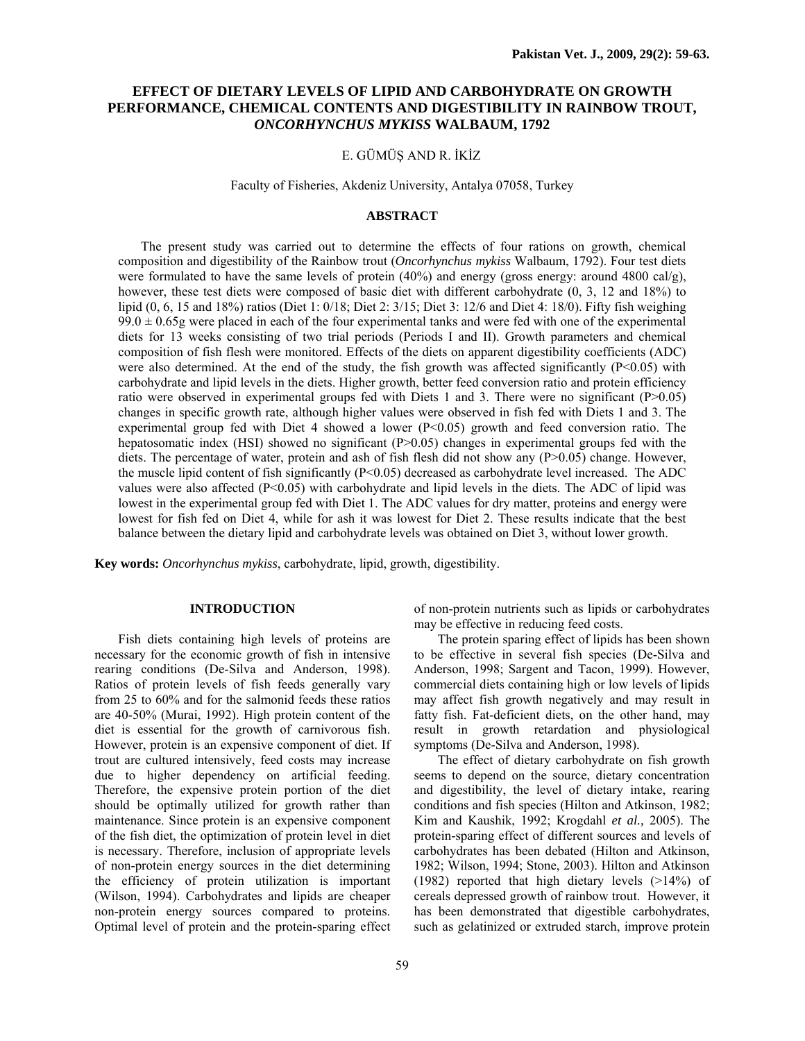# EFFECT OF DIETARY LEVELS OF LIPID AND CARBOHYDRATE ON GROWTH PERFORMANCE, CHEMICAL CONTENTS AND DIGESTIBILITY IN RAINBOW TROUT, *ONCORHYNCHUS MYKISS* WALBAUM, 1792

E. GÜMÜŞ AND R. İKİZ

Faculty of Fisheries, Akdeniz University, Antalya 07058, Turkey

## ABSTRACT

The present study was carried out to determine the effects of four rations on growth, chemical composition and digestibility of the Rainbow trout (*Oncorhynchus mykiss* Walbaum, 1792). Four test diets were formulated to have the same levels of protein (40%) and energy (gross energy: around 4800 cal/g), however, these test diets were composed of basic diet with different carbohydrate (0, 3, 12 and 18%) to lipid (0, 6, 15 and 18%) ratios (Diet 1: 0/18; Diet 2: 3/15; Diet 3: 12/6 and Diet 4: 18/0). Fifty fish weighing $99.0 \pm 0.65$g were placed in each of the four experimental tanks and were fed with one of the experimental diets for 13 weeks consisting of two trial periods (Periods I and II). Growth parameters and chemical composition of fish flesh were monitored. Effects of the diets on apparent digestibility coefficients (ADC) were also determined. At the end of the study, the fish growth was affected significantly ($P<0.05$) with carbohydrate and lipid levels in the diets. Higher growth, better feed conversion ratio and protein efficiency ratio were observed in experimental groups fed with Diets 1 and 3. There were no significant ($P>0.05$) changes in specific growth rate, although higher values were observed in fish fed with Diets 1 and 3. The experimental group fed with Diet 4 showed a lower ($P<0.05$) growth and feed conversion ratio. The hepatosomatic index (HSI) showed no significant ($P>0.05$) changes in experimental groups fed with the diets. The percentage of water, protein and ash of fish flesh did not show any ($P>0.05$) change. However, the muscle lipid content of fish significantly ($P<0.05$) decreased as carbohydrate level increased. The ADC values were also affected ($P<0.05$) with carbohydrate and lipid levels in the diets. The ADC of lipid was lowest in the experimental group fed with Diet 1. The ADC values for dry matter, proteins and energy were lowest for fish fed on Diet 4, while for ash it was lowest for Diet 2. These results indicate that the best balance between the dietary lipid and carbohydrate levels was obtained on Diet 3, without lower growth.

**Key words:** *Oncorhynchus mykiss*, carbohydrate, lipid, growth, digestibility.

## INTRODUCTION

Fish diets containing high levels of proteins are necessary for the economic growth of fish in intensive rearing conditions (De-Silva and Anderson, 1998). Ratios of protein levels of fish feeds generally vary from 25 to 60% and for the salmonid feeds these ratios are 40-50% (Murai, 1992). High protein content of the diet is essential for the growth of carnivorous fish. However, protein is an expensive component of diet. If trout are cultured intensively, feed costs may increase due to higher dependency on artificial feeding. Therefore, the expensive protein portion of the diet should be optimally utilized for growth rather than maintenance. Since protein is an expensive component of the fish diet, the optimization of protein level in diet is necessary. Therefore, inclusion of appropriate levels of non-protein energy sources in the diet determining the efficiency of protein utilization is important (Wilson, 1994). Carbohydrates and lipids are cheaper non-protein energy sources compared to proteins. Optimal level of protein and the protein-sparing effect of non-protein nutrients such as lipids or carbohydrates may be effective in reducing feed costs.

The protein sparing effect of lipids has been shown to be effective in several fish species (De-Silva and Anderson, 1998; Sargent and Tacon, 1999). However, commercial diets containing high or low levels of lipids may affect fish growth negatively and may result in fatty fish. Fat-deficient diets, on the other hand, may result in growth retardation and physiological symptoms (De-Silva and Anderson, 1998).

The effect of dietary carbohydrate on fish growth seems to depend on the source, dietary concentration and digestibility, the level of dietary intake, rearing conditions and fish species (Hilton and Atkinson, 1982; Kim and Kaushik, 1992; Krogdahl *et al.,* 2005). The protein-sparing effect of different sources and levels of carbohydrates has been debated (Hilton and Atkinson, 1982; Wilson, 1994; Stone, 2003). Hilton and Atkinson (1982) reported that high dietary levels (>14%) of cereals depressed growth of rainbow trout. However, it has been demonstrated that digestible carbohydrates, such as gelatinized or extruded starch, improve protein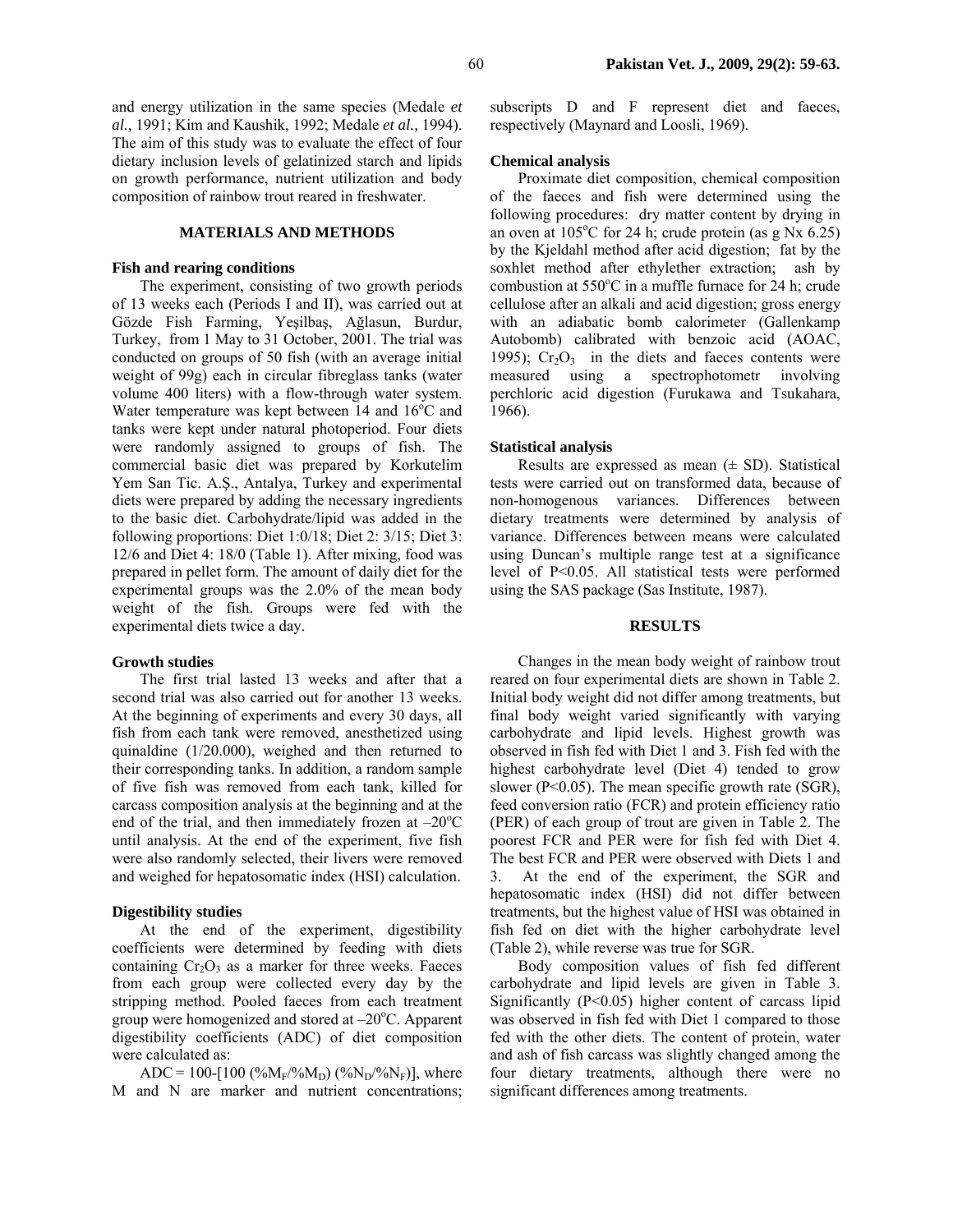and energy utilization in the same species (Medale *et al.,* 1991; Kim and Kaushik, 1992; Medale *et al.,* 1994). The aim of this study was to evaluate the effect of four dietary inclusion levels of gelatinized starch and lipids on growth performance, nutrient utilization and body composition of rainbow trout reared in freshwater.

## MATERIALS AND METHODS

### Fish and rearing conditions

The experiment, consisting of two growth periods of 13 weeks each (Periods I and II), was carried out at Gözde Fish Farming, Yeşilbaş, Ağlasun, Burdur, Turkey, from 1 May to 31 October, 2001. The trial was conducted on groups of 50 fish (with an average initial weight of 99g) each in circular fibreglass tanks (water volume 400 liters) with a flow-through water system. Water temperature was kept between 14 and 16°C and tanks were kept under natural photoperiod. Four diets were randomly assigned to groups of fish. The commercial basic diet was prepared by Korkutelim Yem San Tic. A.Ş., Antalya, Turkey and experimental diets were prepared by adding the necessary ingredients to the basic diet. Carbohydrate/lipid was added in the following proportions: Diet 1:0/18; Diet 2: 3/15; Diet 3: 12/6 and Diet 4: 18/0 (Table 1). After mixing, food was prepared in pellet form. The amount of daily diet for the experimental groups was the 2.0% of the mean body weight of the fish. Groups were fed with the experimental diets twice a day.

### Growth studies

The first trial lasted 13 weeks and after that a second trial was also carried out for another 13 weeks. At the beginning of experiments and every 30 days, all fish from each tank were removed, anesthetized using quinaldine (1/20.000), weighed and then returned to their corresponding tanks. In addition, a random sample of five fish was removed from each tank, killed for carcass composition analysis at the beginning and at the end of the trial, and then immediately frozen at –20°C until analysis. At the end of the experiment, five fish were also randomly selected, their livers were removed and weighed for hepatosomatic index (HSI) calculation.

### Digestibility studies

At the end of the experiment, digestibility coefficients were determined by feeding with diets containing $Cr_2O_3$ as a marker for three weeks. Faeces from each group were collected every day by the stripping method. Pooled faeces from each treatment group were homogenized and stored at –20°C. Apparent digestibility coefficients (ADC) of diet composition were calculated as:

$$ADC = 100-[100\ (\%M_F/\%M_D)\ (\%N_D/\%N_F)]$$

where M and N are marker and nutrient concentrations; subscripts D and F represent diet and faeces, respectively (Maynard and Loosli, 1969).

### Chemical analysis

Proximate diet composition, chemical composition of the faeces and fish were determined using the following procedures: dry matter content by drying in an oven at 105°C for 24 h; crude protein (as g N x 6.25) by the Kjeldahl method after acid digestion; fat by the soxhlet method after ethylether extraction; ash by combustion at 550°C in a muffle furnace for 24 h; crude cellulose after an alkali and acid digestion; gross energy with an adiabatic bomb calorimeter (Gallenkamp Autobomb) calibrated with benzoic acid (AOAC, 1995); $Cr_2O_3$ in the diets and faeces contents were measured using a spectrophotometr involving perchloric acid digestion (Furukawa and Tsukahara, 1966).

### Statistical analysis

Results are expressed as mean (± SD). Statistical tests were carried out on transformed data, because of non-homogenous variances. Differences between dietary treatments were determined by analysis of variance. Differences between means were calculated using Duncan's multiple range test at a significance level of $P<0.05$. All statistical tests were performed using the SAS package (Sas Institute, 1987).

## RESULTS

Changes in the mean body weight of rainbow trout reared on four experimental diets are shown in Table 2. Initial body weight did not differ among treatments, but final body weight varied significantly with varying carbohydrate and lipid levels. Highest growth was observed in fish fed with Diet 1 and 3. Fish fed with the highest carbohydrate level (Diet 4) tended to grow slower ($P<0.05$). The mean specific growth rate (SGR), feed conversion ratio (FCR) and protein efficiency ratio (PER) of each group of trout are given in Table 2. The poorest FCR and PER were for fish fed with Diet 4. The best FCR and PER were observed with Diets 1 and 3. At the end of the experiment, the SGR and hepatosomatic index (HSI) did not differ between treatments, but the highest value of HSI was obtained in fish fed on diet with the higher carbohydrate level (Table 2), while reverse was true for SGR.

Body composition values of fish fed different carbohydrate and lipid levels are given in Table 3. Significantly ($P<0.05$) higher content of carcass lipid was observed in fish fed with Diet 1 compared to those fed with the other diets. The content of protein, water and ash of fish carcass was slightly changed among the four dietary treatments, although there were no significant differences among treatments.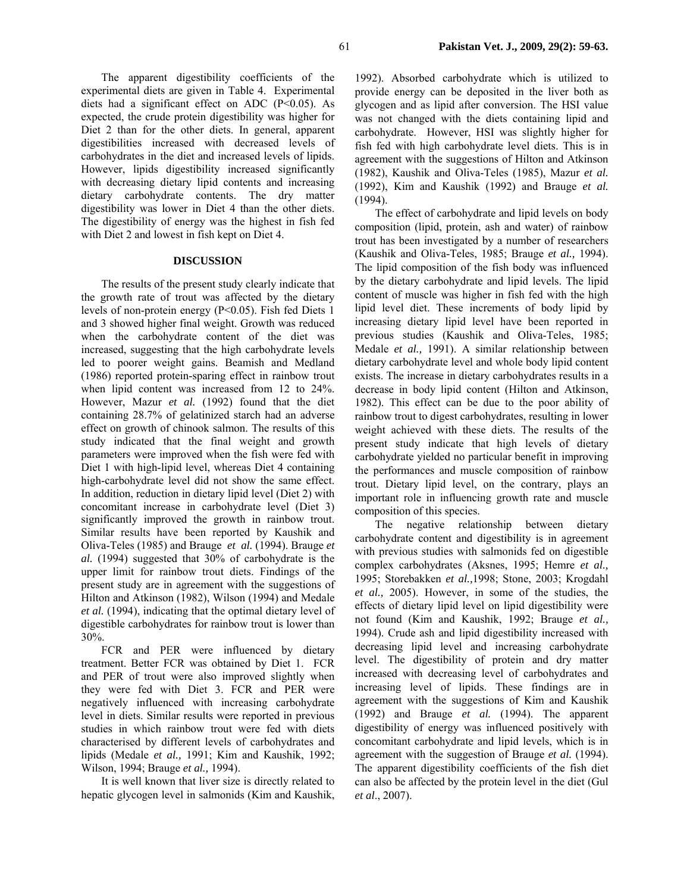The apparent digestibility coefficients of the experimental diets are given in Table 4. Experimental diets had a significant effect on ADC ($P<0.05$). As expected, the crude protein digestibility was higher for Diet 2 than for the other diets. In general, apparent digestibilities increased with decreased levels of carbohydrates in the diet and increased levels of lipids. However, lipids digestibility increased significantly with decreasing dietary lipid contents and increasing dietary carbohydrate contents. The dry matter digestibility was lower in Diet 4 than the other diets. The digestibility of energy was the highest in fish fed with Diet 2 and lowest in fish kept on Diet 4.

## DISCUSSION

The results of the present study clearly indicate that the growth rate of trout was affected by the dietary levels of non-protein energy ($P<0.05$). Fish fed Diets 1 and 3 showed higher final weight. Growth was reduced when the carbohydrate content of the diet was increased, suggesting that the high carbohydrate levels led to poorer weight gains. Beamish and Medland (1986) reported protein-sparing effect in rainbow trout when lipid content was increased from 12 to 24%. However, Mazur *et al.* (1992) found that the diet containing 28.7% of gelatinized starch had an adverse effect on growth of chinook salmon. The results of this study indicated that the final weight and growth parameters were improved when the fish were fed with Diet 1 with high-lipid level, whereas Diet 4 containing high-carbohydrate level did not show the same effect. In addition, reduction in dietary lipid level (Diet 2) with concomitant increase in carbohydrate level (Diet 3) significantly improved the growth in rainbow trout. Similar results have been reported by Kaushik and Oliva-Teles (1985) and Brauge *et al.* (1994). Brauge *et al.* (1994) suggested that 30% of carbohydrate is the upper limit for rainbow trout diets. Findings of the present study are in agreement with the suggestions of Hilton and Atkinson (1982), Wilson (1994) and Medale *et al.* (1994), indicating that the optimal dietary level of digestible carbohydrates for rainbow trout is lower than 30%.

FCR and PER were influenced by dietary treatment. Better FCR was obtained by Diet 1. FCR and PER of trout were also improved slightly when they were fed with Diet 3. FCR and PER were negatively influenced with increasing carbohydrate level in diets. Similar results were reported in previous studies in which rainbow trout were fed with diets characterised by different levels of carbohydrates and lipids (Medale *et al.,* 1991; Kim and Kaushik, 1992; Wilson, 1994; Brauge *et al.,* 1994).

It is well known that liver size is directly related to hepatic glycogen level in salmonids (Kim and Kaushik, 1992). Absorbed carbohydrate which is utilized to provide energy can be deposited in the liver both as glycogen and as lipid after conversion. The HSI value was not changed with the diets containing lipid and carbohydrate. However, HSI was slightly higher for fish fed with high carbohydrate level diets. This is in agreement with the suggestions of Hilton and Atkinson (1982), Kaushik and Oliva-Teles (1985), Mazur *et al.* (1992), Kim and Kaushik (1992) and Brauge *et al.* (1994).

The effect of carbohydrate and lipid levels on body composition (lipid, protein, ash and water) of rainbow trout has been investigated by a number of researchers (Kaushik and Oliva-Teles, 1985; Brauge *et al.,* 1994). The lipid composition of the fish body was influenced by the dietary carbohydrate and lipid levels. The lipid content of muscle was higher in fish fed with the high lipid level diet. These increments of body lipid by increasing dietary lipid level have been reported in previous studies (Kaushik and Oliva-Teles, 1985; Medale *et al.,* 1991). A similar relationship between dietary carbohydrate level and whole body lipid content exists. The increase in dietary carbohydrates results in a decrease in body lipid content (Hilton and Atkinson, 1982). This effect can be due to the poor ability of rainbow trout to digest carbohydrates, resulting in lower weight achieved with these diets. The results of the present study indicate that high levels of dietary carbohydrate yielded no particular benefit in improving the performances and muscle composition of rainbow trout. Dietary lipid level, on the contrary, plays an important role in influencing growth rate and muscle composition of this species.

The negative relationship between dietary carbohydrate content and digestibility is in agreement with previous studies with salmonids fed on digestible complex carbohydrates (Aksnes, 1995; Hemre *et al.,* 1995; Storebakken *et al.,*1998; Stone, 2003; Krogdahl *et al.,* 2005). However, in some of the studies, the effects of dietary lipid level on lipid digestibility were not found (Kim and Kaushik, 1992; Brauge *et al.,* 1994). Crude ash and lipid digestibility increased with decreasing lipid level and increasing carbohydrate level. The digestibility of protein and dry matter increased with decreasing level of carbohydrates and increasing level of lipids. These findings are in agreement with the suggestions of Kim and Kaushik (1992) and Brauge *et al.* (1994). The apparent digestibility of energy was influenced positively with concomitant carbohydrate and lipid levels, which is in agreement with the suggestion of Brauge *et al.* (1994). The apparent digestibility coefficients of the fish diet can also be affected by the protein level in the diet (Gul *et al*., 2007).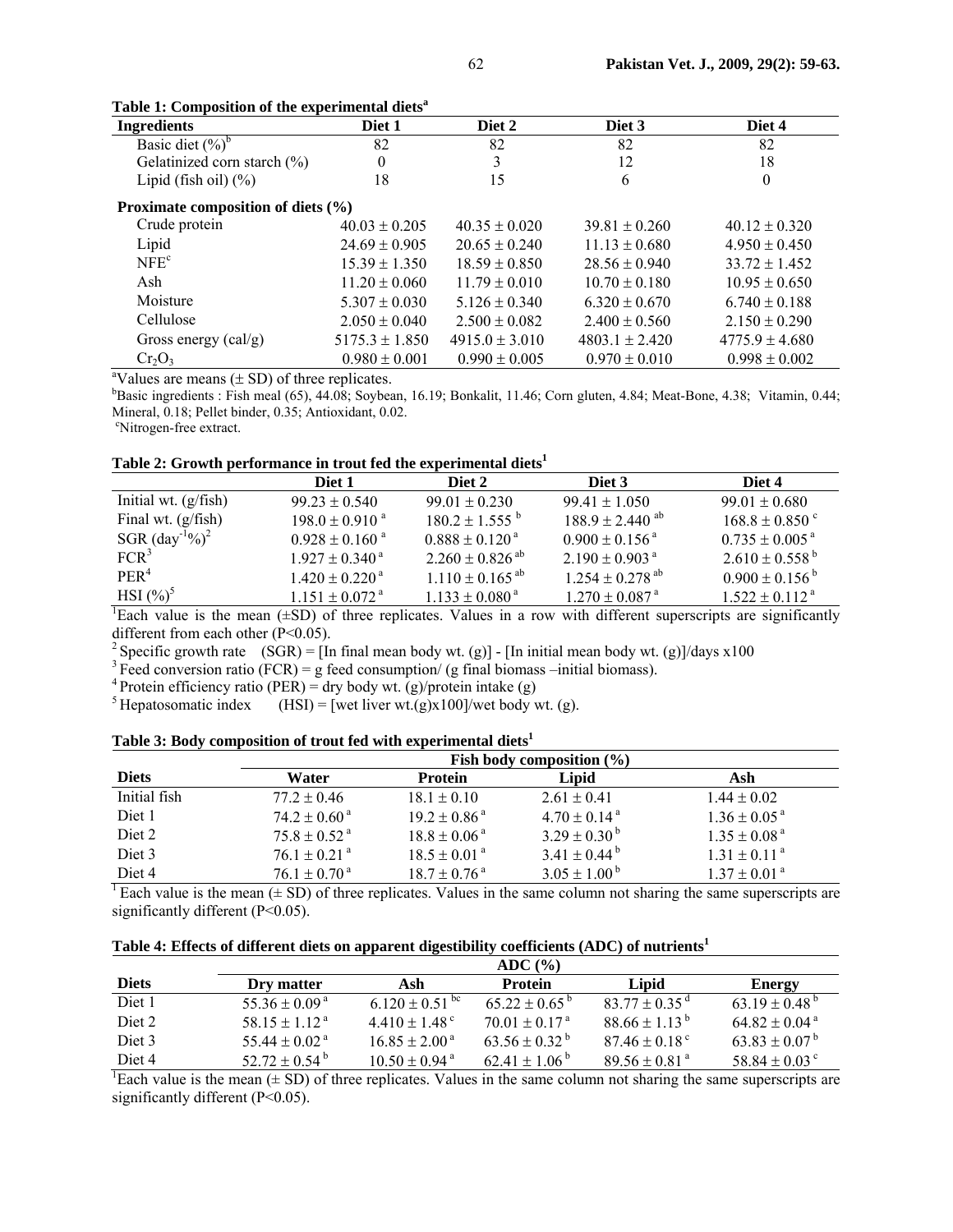**Table 1: Composition of the experimental diets[a]**

| Ingredients | Diet 1 | Diet 2 | Diet 3 | Diet 4 |
|---|---|---|---|---|
| Basic diet (%)[b] | 82 | 82 | 82 | 82 |
| Gelatinized corn starch (%) | 0 | 3 | 12 | 18 |
| Lipid (fish oil) (%) | 18 | 15 | 6 | 0 |
| **Proximate composition of diets (%)** | | | | |
| Crude protein | 40.03 ± 0.205 | 40.35 ± 0.020 | 39.81 ± 0.260 | 40.12 ± 0.320 |
| Lipid | 24.69 ± 0.905 | 20.65 ± 0.240 | 11.13 ± 0.680 | 4.950 ± 0.450 |
| NFE[c] | 15.39 ± 1.350 | 18.59 ± 0.850 | 28.56 ± 0.940 | 33.72 ± 1.452 |
| Ash | 11.20 ± 0.060 | 11.79 ± 0.010 | 10.70 ± 0.180 | 10.95 ± 0.650 |
| Moisture | 5.307 ± 0.030 | 5.126 ± 0.340 | 6.320 ± 0.670 | 6.740 ± 0.188 |
| Cellulose | 2.050 ± 0.040 | 2.500 ± 0.082 | 2.400 ± 0.560 | 2.150 ± 0.290 |
| Gross energy (cal/g) | 5175.3 ± 1.850 | 4915.0 ± 3.010 | 4803.1 ± 2.420 | 4775.9 ± 4.680 |
| $Cr_2O_3$ | 0.980 ± 0.001 | 0.990 ± 0.005 | 0.970 ± 0.010 | 0.998 ± 0.002 |

[a]Values are means (± SD) of three replicates.
[b]Basic ingredients : Fish meal (65), 44.08; Soybean, 16.19; Bonkalit, 11.46; Corn gluten, 4.84; Meat-Bone, 4.38; Vitamin, 0.44; Mineral, 0.18; Pellet binder, 0.35; Antioxidant, 0.02.
[c]Nitrogen-free extract.

**Table 2: Growth performance in trout fed the experimental diets[1]**

| | Diet 1 | Diet 2 | Diet 3 | Diet 4 |
|---|---|---|---|---|
| Initial wt. (g/fish) | 99.23 ± 0.540 | 99.01 ± 0.230 | 99.41 ± 1.050 | 99.01 ± 0.680 |
| Final wt. (g/fish) | 198.0 ± 0.910 [a] | 180.2 ± 1.555 [b] | 188.9 ± 2.440 [ab] | 168.8 ± 0.850 [c] |
| SGR ($day^{-1}$%)[2] | 0.928 ± 0.160 [a] | 0.888 ± 0.120 [a] | 0.900 ± 0.156 [a] | 0.735 ± 0.005 [a] |
| FCR[3] | 1.927 ± 0.340 [a] | 2.260 ± 0.826 [ab] | 2.190 ± 0.903 [a] | 2.610 ± 0.558 [b] |
| PER[4] | 1.420 ± 0.220 [a] | 1.110 ± 0.165 [ab] | 1.254 ± 0.278 [ab] | 0.900 ± 0.156 [b] |
| HSI (%)[5] | 1.151 ± 0.072 [a] | 1.133 ± 0.080 [a] | 1.270 ± 0.087 [a] | 1.522 ± 0.112 [a] |

[1]Each value is the mean (±SD) of three replicates. Values in a row with different superscripts are significantly different from each other (P<0.05).
[2] Specific growth rate (SGR) = [ln final mean body wt. (g)] - [ln initial mean body wt. (g)]/days x100
[3] Feed conversion ratio (FCR) = g feed consumption/ (g final biomass –initial biomass).
[4] Protein efficiency ratio (PER) = dry body wt. (g)/protein intake (g)
[5] Hepatosomatic index (HSI) = [wet liver wt.(g)x100]/wet body wt. (g).

**Table 3: Body composition of trout fed with experimental diets[1]**

| | Fish body composition (%) | | | |
|---|---|---|---|---|
| **Diets** | **Water** | **Protein** | **Lipid** | **Ash** |
| Initial fish | 77.2 ± 0.46 | 18.1 ± 0.10 | 2.61 ± 0.41 | 1.44 ± 0.02 |
| Diet 1 | 74.2 ± 0.60 [a] | 19.2 ± 0.86 [a] | 4.70 ± 0.14 [a] | 1.36 ± 0.05 [a] |
| Diet 2 | 75.8 ± 0.52 [a] | 18.8 ± 0.06 [a] | 3.29 ± 0.30 [b] | 1.35 ± 0.08 [a] |
| Diet 3 | 76.1 ± 0.21 [a] | 18.5 ± 0.01 [a] | 3.41 ± 0.44 [b] | 1.31 ± 0.11 [a] |
| Diet 4 | 76.1 ± 0.70 [a] | 18.7 ± 0.76 [a] | 3.05 ± 1.00 [b] | 1.37 ± 0.01 [a] |

[1] Each value is the mean (± SD) of three replicates. Values in the same column not sharing the same superscripts are significantly different (P<0.05).

**Table 4: Effects of different diets on apparent digestibility coefficients (ADC) of nutrients[1]**

| | ADC (%) | | | | |
|---|---|---|---|---|---|
| **Diets** | **Dry matter** | **Ash** | **Protein** | **Lipid** | **Energy** |
| Diet 1 | 55.36 ± 0.09 [a] | 6.120 ± 0.51 [bc] | 65.22 ± 0.65 [b] | 83.77 ± 0.35 [d] | 63.19 ± 0.48 [b] |
| Diet 2 | 58.15 ± 1.12 [a] | 4.410 ± 1.48 [c] | 70.01 ± 0.17 [a] | 88.66 ± 1.13 [b] | 64.82 ± 0.04 [a] |
| Diet 3 | 55.44 ± 0.02 [a] | 16.85 ± 2.00 [a] | 63.56 ± 0.32 [b] | 87.46 ± 0.18 [c] | 63.83 ± 0.07 [b] |
| Diet 4 | 52.72 ± 0.54 [b] | 10.50 ± 0.94 [a] | 62.41 ± 1.06 [b] | 89.56 ± 0.81 [a] | 58.84 ± 0.03 [c] |

[1]Each value is the mean (± SD) of three replicates. Values in the same column not sharing the same superscripts are significantly different (P<0.05).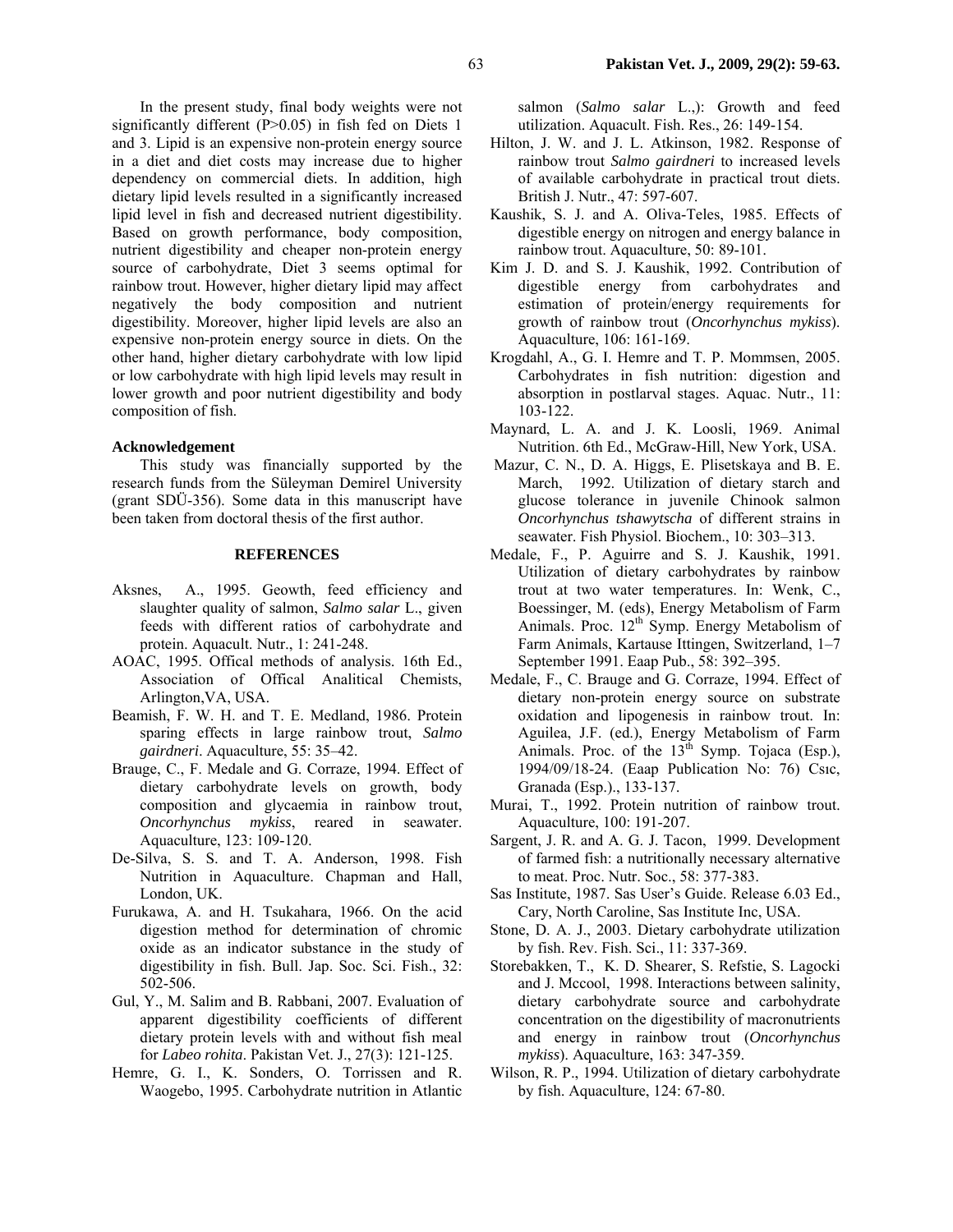In the present study, final body weights were not significantly different (P>0.05) in fish fed on Diets 1 and 3. Lipid is an expensive non-protein energy source in a diet and diet costs may increase due to higher dependency on commercial diets. In addition, high dietary lipid levels resulted in a significantly increased lipid level in fish and decreased nutrient digestibility. Based on growth performance, body composition, nutrient digestibility and cheaper non-protein energy source of carbohydrate, Diet 3 seems optimal for rainbow trout. However, higher dietary lipid may affect negatively the body composition and nutrient digestibility. Moreover, higher lipid levels are also an expensive non-protein energy source in diets. On the other hand, higher dietary carbohydrate with low lipid or low carbohydrate with high lipid levels may result in lower growth and poor nutrient digestibility and body composition of fish.

### Acknowledgement

This study was financially supported by the research funds from the Süleyman Demirel University (grant SDÜ-356). Some data in this manuscript have been taken from doctoral thesis of the first author.

## REFERENCES

Aksnes, A., 1995. Geowth, feed efficiency and slaughter quality of salmon, *Salmo salar* L., given feeds with different ratios of carbohydrate and protein. Aquacult. Nutr., 1: 241-248.

AOAC, 1995. Offical methods of analysis. 16th Ed., Association of Offical Analitical Chemists, Arlington,VA, USA.

Beamish, F. W. H. and T. E. Medland, 1986. Protein sparing effects in large rainbow trout, *Salmo gairdneri*. Aquaculture, 55: 35–42.

Brauge, C., F. Medale and G. Corraze, 1994. Effect of dietary carbohydrate levels on growth, body composition and glycaemia in rainbow trout, *Oncorhynchus mykiss*, reared in seawater. Aquaculture, 123: 109-120.

De-Silva, S. S. and T. A. Anderson, 1998. Fish Nutrition in Aquaculture. Chapman and Hall, London, UK.

Furukawa, A. and H. Tsukahara, 1966. On the acid digestion method for determination of chromic oxide as an indicator substance in the study of digestibility in fish. Bull. Jap. Soc. Sci. Fish., 32: 502-506.

Gul, Y., M. Salim and B. Rabbani, 2007. Evaluation of apparent digestibility coefficients of different dietary protein levels with and without fish meal for *Labeo rohita*. Pakistan Vet. J., 27(3): 121-125.

Hemre, G. I., K. Sonders, O. Torrissen and R. Waogebo, 1995. Carbohydrate nutrition in Atlantic salmon (*Salmo salar* L.,): Growth and feed utilization. Aquacult. Fish. Res., 26: 149-154.

Hilton, J. W. and J. L. Atkinson, 1982. Response of rainbow trout *Salmo gairdneri* to increased levels of available carbohydrate in practical trout diets. British J. Nutr., 47: 597-607.

Kaushik, S. J. and A. Oliva-Teles, 1985. Effects of digestible energy on nitrogen and energy balance in rainbow trout. Aquaculture, 50: 89-101.

Kim J. D. and S. J. Kaushik, 1992. Contribution of digestible energy from carbohydrates and estimation of protein/energy requirements for growth of rainbow trout (*Oncorhynchus mykiss*). Aquaculture, 106: 161-169.

Krogdahl, A., G. I. Hemre and T. P. Mommsen, 2005. Carbohydrates in fish nutrition: digestion and absorption in postlarval stages. Aquac. Nutr., 11: 103-122.

Maynard, L. A. and J. K. Loosli, 1969. Animal Nutrition. 6th Ed., McGraw-Hill, New York, USA.

Mazur, C. N., D. A. Higgs, E. Plisetskaya and B. E. March, 1992. Utilization of dietary starch and glucose tolerance in juvenile Chinook salmon *Oncorhynchus tshawytscha* of different strains in seawater. Fish Physiol. Biochem., 10: 303–313.

Medale, F., P. Aguirre and S. J. Kaushik, 1991. Utilization of dietary carbohydrates by rainbow trout at two water temperatures. In: Wenk, C., Boessinger, M. (eds), Energy Metabolism of Farm Animals. Proc. 12th Symp. Energy Metabolism of Farm Animals, Kartause Ittingen, Switzerland, 1–7 September 1991. Eaap Pub., 58: 392–395.

Medale, F., C. Brauge and G. Corraze, 1994. Effect of dietary non-protein energy source on substrate oxidation and lipogenesis in rainbow trout. In: Aguilea, J.F. (ed.), Energy Metabolism of Farm Animals. Proc. of the 13th Symp. Tojaca (Esp.), 1994/09/18-24. (Eaap Publication No: 76) Csıc, Granada (Esp.)., 133-137.

Murai, T., 1992. Protein nutrition of rainbow trout. Aquaculture, 100: 191-207.

Sargent, J. R. and A. G. J. Tacon, 1999. Development of farmed fish: a nutritionally necessary alternative to meat. Proc. Nutr. Soc., 58: 377-383.

Sas Institute, 1987. Sas User's Guide. Release 6.03 Ed., Cary, North Caroline, Sas Institute Inc, USA.

Stone, D. A. J., 2003. Dietary carbohydrate utilization by fish. Rev. Fish. Sci., 11: 337-369.

Storebakken, T., K. D. Shearer, S. Refstie, S. Lagocki and J. Mccool, 1998. Interactions between salinity, dietary carbohydrate source and carbohydrate concentration on the digestibility of macronutrients and energy in rainbow trout (*Oncorhynchus mykiss*). Aquaculture, 163: 347-359.

Wilson, R. P., 1994. Utilization of dietary carbohydrate by fish. Aquaculture, 124: 67-80.